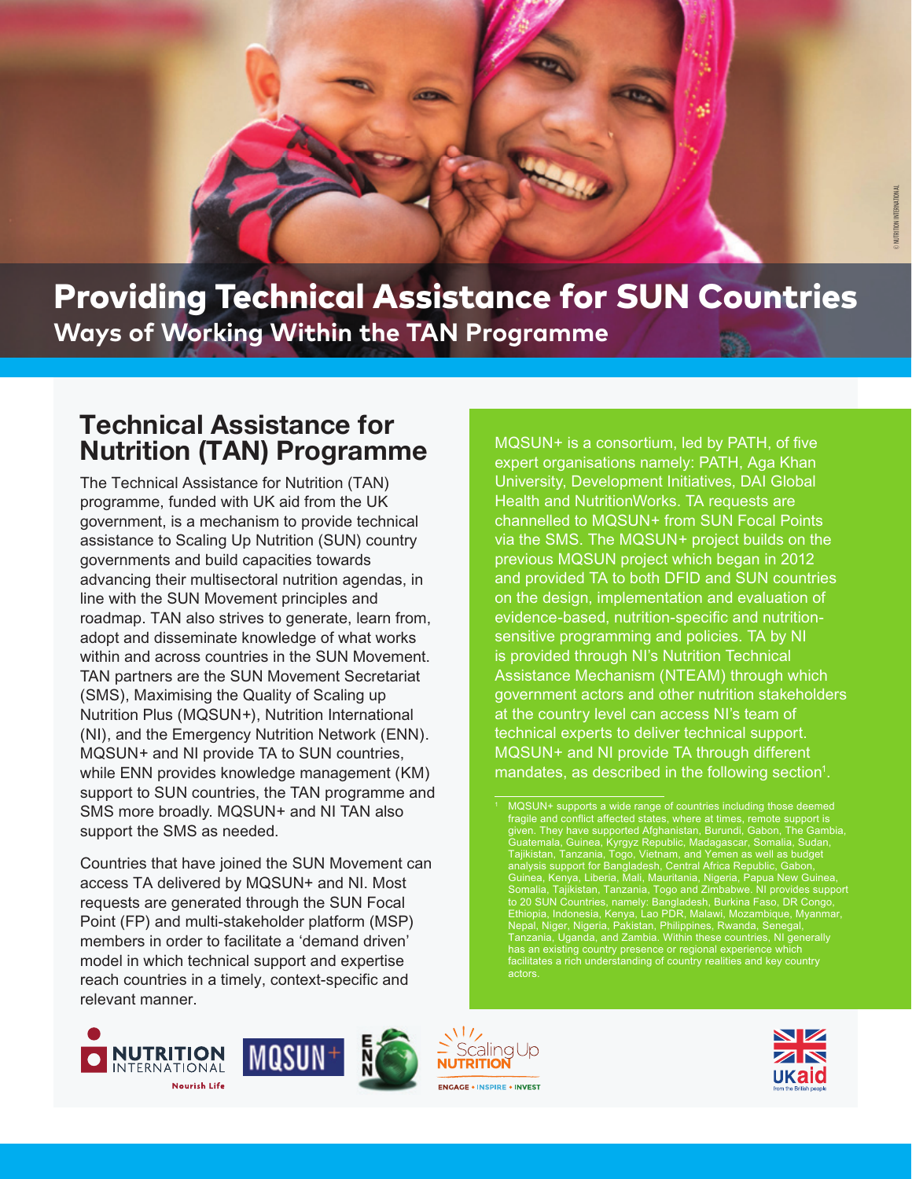# Providing Technical Assistance for SUN Countries

## Ways of Working Within the TAN Programme

## Technical Assistance for Nutrition (TAN) Programme

The Technical Assistance for Nutrition (TAN) programme, funded with UK aid from the UK government, is a mechanism to provide technical assistance to Scaling Up Nutrition (SUN) country governments and build capacities towards advancing their multisectoral nutrition agendas, in line with the SUN Movement principles and roadmap. TAN also strives to generate, learn from, adopt and disseminate knowledge of what works within and across countries in the SUN Movement. TAN partners are the SUN Movement Secretariat (SMS), Maximising the Quality of Scaling up Nutrition Plus (MQSUN+), Nutrition International (NI), and the Emergency Nutrition Network (ENN). MQSUN+ and NI provide TA to SUN countries, while ENN provides knowledge management (KM) support to SUN countries, the TAN programme and SMS more broadly. MQSUN+ and NI TAN also support the SMS as needed.

Countries that have joined the SUN Movement can access TA delivered by MQSUN+ and NI. Most requests are generated through the SUN Focal Point (FP) and multi-stakeholder platform (MSP) members in order to facilitate a 'demand driven' model in which technical support and expertise reach countries in a timely, context-specific and relevant manner.

MQSUN+ is a consortium, led by PATH, of five expert organisations namely: PATH, Aga Khan University, Development Initiatives, DAI Global Health and NutritionWorks. TA requests are channelled to MQSUN+ from SUN Focal Points via the SMS. The MQSUN+ project builds on the previous MQSUN project which began in 2012 and provided TA to both DFID and SUN countries on the design, implementation and evaluation of evidence-based, nutrition-specific and nutrition-sensitive programming and policies. TA by NI is provided through NI's Nutrition Technical Assistance Mechanism (NTEAM) through which government actors and other nutrition stakeholders at the country level can access NI's team of technical experts to deliver technical support. MQSUN+ and NI provide TA through different mandates, as described in the following section[1].

[1] MQSUN+ supports a wide range of countries including those deemed fragile and conflict affected states, where at times, remote support is given. They have supported Afghanistan, Burundi, Gabon, The Gambia, Guatemala, Guinea, Kyrgyz Republic, Madagascar, Somalia, Sudan, Tajikistan, Tanzania, Togo, Vietnam, and Yemen as well as budget analysis support for Bangladesh, Central Africa Republic, Gabon, Guinea, Kenya, Liberia, Mali, Mauritania, Nigeria, Papua New Guinea, Somalia, Tajikistan, Tanzania, Togo and Zimbabwe. NI provides support to 20 SUN Countries, namely: Bangladesh, Burkina Faso, DR Congo, Ethiopia, Indonesia, Kenya, Lao PDR, Malawi, Mozambique, Myanmar, Nepal, Niger, Nigeria, Pakistan, Philippines, Rwanda, Senegal, Tanzania, Uganda, and Zambia. Within these countries, NI generally has an existing country presence or regional experience which facilitates a rich understanding of country realities and key country actors.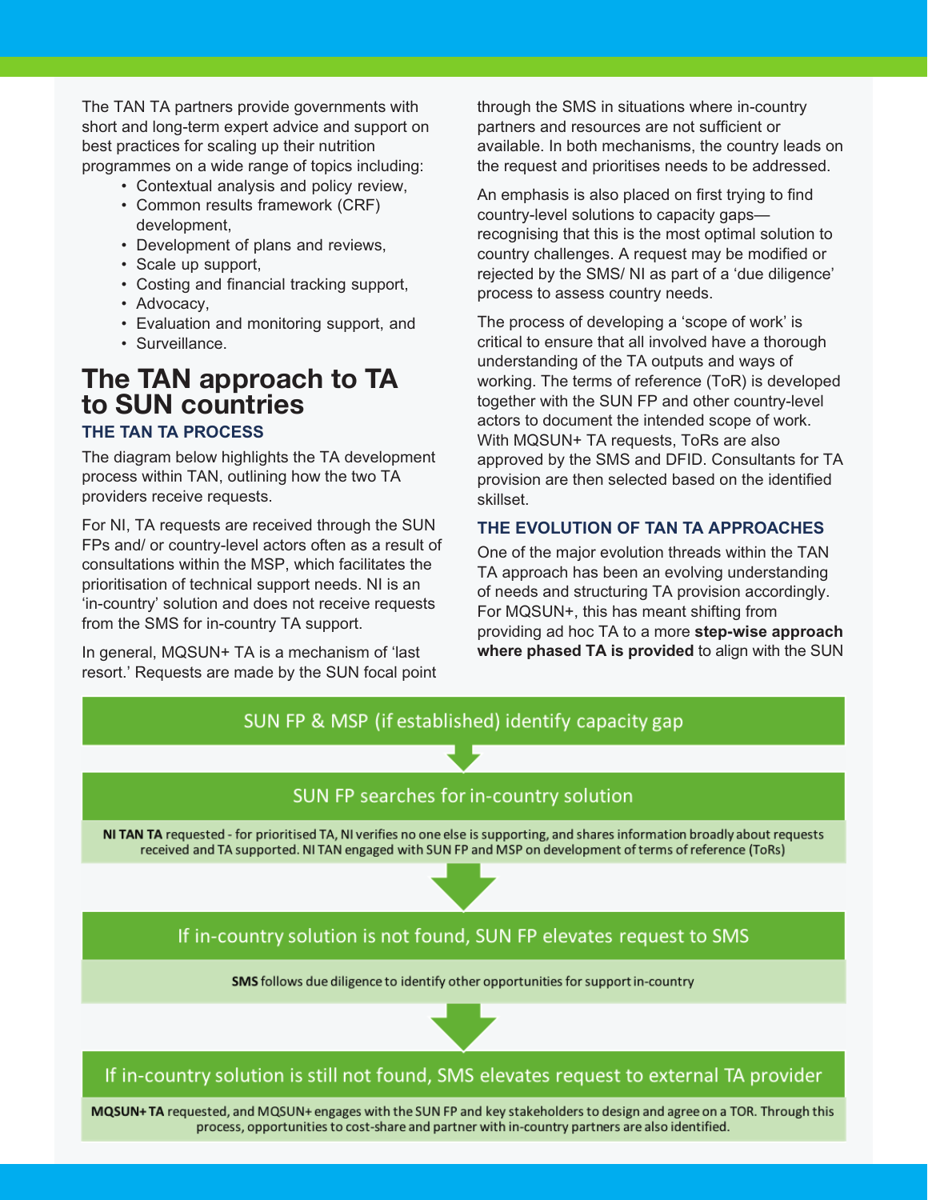The TAN TA partners provide governments with short and long-term expert advice and support on best practices for scaling up their nutrition programmes on a wide range of topics including:

- Contextual analysis and policy review,
- Common results framework (CRF) development,
- Development of plans and reviews,
- Scale up support,
- Costing and financial tracking support,
- Advocacy,
- Evaluation and monitoring support, and
- Surveillance.

## The TAN approach to TA to SUN countries

### THE TAN TA PROCESS

The diagram below highlights the TA development process within TAN, outlining how the two TA providers receive requests.

For NI, TA requests are received through the SUN FPs and/ or country-level actors often as a result of consultations within the MSP, which facilitates the prioritisation of technical support needs. NI is an 'in-country' solution and does not receive requests from the SMS for in-country TA support.

In general, MQSUN+ TA is a mechanism of 'last resort.' Requests are made by the SUN focal point through the SMS in situations where in-country partners and resources are not sufficient or available. In both mechanisms, the country leads on the request and prioritises needs to be addressed.

An emphasis is also placed on first trying to find country-level solutions to capacity gaps—recognising that this is the most optimal solution to country challenges. A request may be modified or rejected by the SMS/ NI as part of a 'due diligence' process to assess country needs.

The process of developing a 'scope of work' is critical to ensure that all involved have a thorough understanding of the TA outputs and ways of working. The terms of reference (ToR) is developed together with the SUN FP and other country-level actors to document the intended scope of work. With MQSUN+ TA requests, ToRs are also approved by the SMS and DFID. Consultants for TA provision are then selected based on the identified skillset.

### THE EVOLUTION OF TAN TA APPROACHES

One of the major evolution threads within the TAN TA approach has been an evolving understanding of needs and structuring TA provision accordingly. For MQSUN+, this has meant shifting from providing ad hoc TA to a more **step-wise approach where phased TA is provided** to align with the SUN

SUN FP & MSP (if established) identify capacity gap

SUN FP searches for in-country solution

**NI TAN TA** requested - for prioritised TA, NI verifies no one else is supporting, and shares information broadly about requests received and TA supported. NI TAN engaged with SUN FP and MSP on development of terms of reference (ToRs)

If in-country solution is not found, SUN FP elevates request to SMS

**SMS** follows due diligence to identify other opportunities for support in-country

If in-country solution is still not found, SMS elevates request to external TA provider

**MQSUN+ TA** requested, and MQSUN+ engages with the SUN FP and key stakeholders to design and agree on a TOR. Through this process, opportunities to cost-share and partner with in-country partners are also identified.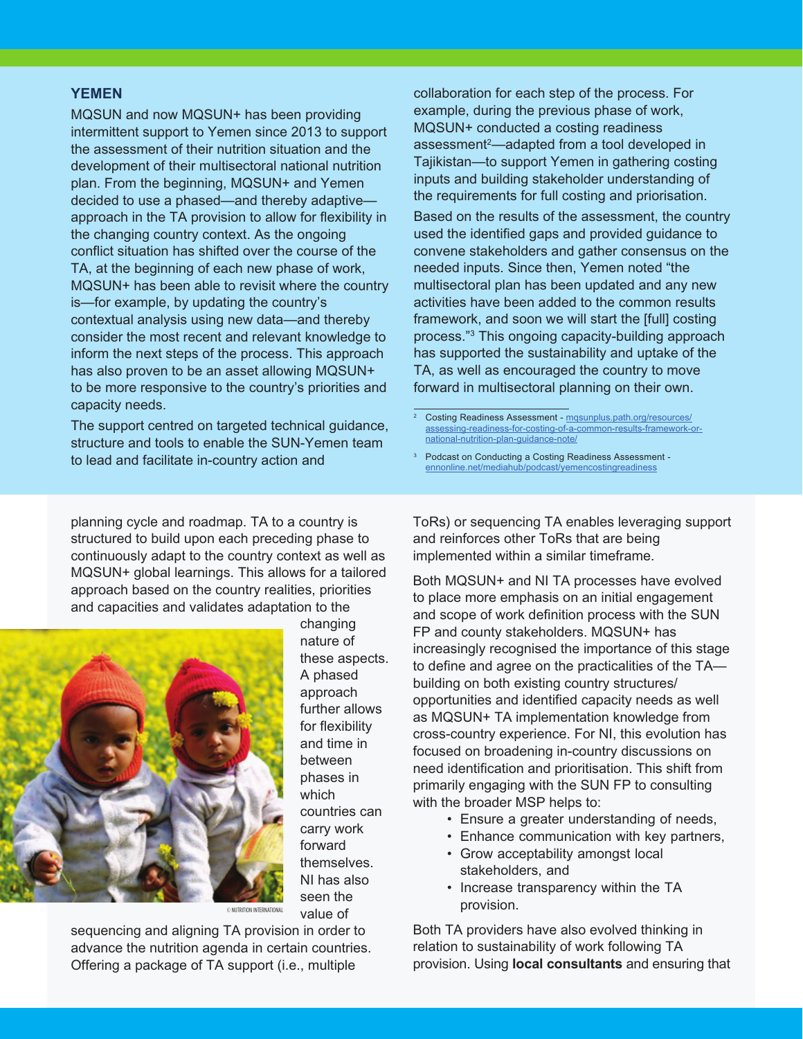## YEMEN

MQSUN and now MQSUN+ has been providing intermittent support to Yemen since 2013 to support the assessment of their nutrition situation and the development of their multisectoral national nutrition plan. From the beginning, MQSUN+ and Yemen decided to use a phased—and thereby adaptive—approach in the TA provision to allow for flexibility in the changing country context. As the ongoing conflict situation has shifted over the course of the TA, at the beginning of each new phase of work, MQSUN+ has been able to revisit where the country is—for example, by updating the country's contextual analysis using new data—and thereby consider the most recent and relevant knowledge to inform the next steps of the process. This approach has also proven to be an asset allowing MQSUN+ to be more responsive to the country's priorities and capacity needs.

The support centred on targeted technical guidance, structure and tools to enable the SUN-Yemen team to lead and facilitate in-country action and collaboration for each step of the process. For example, during the previous phase of work, MQSUN+ conducted a costing readiness assessment[2]—adapted from a tool developed in Tajikistan—to support Yemen in gathering costing inputs and building stakeholder understanding of the requirements for full costing and priorisation.

Based on the results of the assessment, the country used the identified gaps and provided guidance to convene stakeholders and gather consensus on the needed inputs. Since then, Yemen noted "the multisectoral plan has been updated and any new activities have been added to the common results framework, and soon we will start the [full] costing process."[3] This ongoing capacity-building approach has supported the sustainability and uptake of the TA, as well as encouraged the country to move forward in multisectoral planning on their own.

[2] Costing Readiness Assessment - mqsunplus.path.org/resources/assessing-readiness-for-costing-of-a-common-results-framework-or-national-nutrition-plan-guidance-note/

[3] Podcast on Conducting a Costing Readiness Assessment - ennonline.net/mediahub/podcast/yemencostingreadiness

planning cycle and roadmap. TA to a country is structured to build upon each preceding phase to continuously adapt to the country context as well as MQSUN+ global learnings. This allows for a tailored approach based on the country realities, priorities and capacities and validates adaptation to the changing nature of these aspects. A phased approach further allows for flexibility and time in between phases in which countries can carry work forward themselves. NI has also seen the value of sequencing and aligning TA provision in order to advance the nutrition agenda in certain countries. Offering a package of TA support (i.e., multiple ToRs) or sequencing TA enables leveraging support and reinforces other ToRs that are being implemented within a similar timeframe.

© NUTRITION INTERNATIONAL

Both MQSUN+ and NI TA processes have evolved to place more emphasis on an initial engagement and scope of work definition process with the SUN FP and county stakeholders. MQSUN+ has increasingly recognised the importance of this stage to define and agree on the practicalities of the TA—building on both existing country structures/opportunities and identified capacity needs as well as MQSUN+ TA implementation knowledge from cross-country experience. For NI, this evolution has focused on broadening in-country discussions on need identification and prioritisation. This shift from primarily engaging with the SUN FP to consulting with the broader MSP helps to:

- Ensure a greater understanding of needs,
- Enhance communication with key partners,
- Grow acceptability amongst local stakeholders, and
- Increase transparency within the TA provision.

Both TA providers have also evolved thinking in relation to sustainability of work following TA provision. Using **local consultants** and ensuring that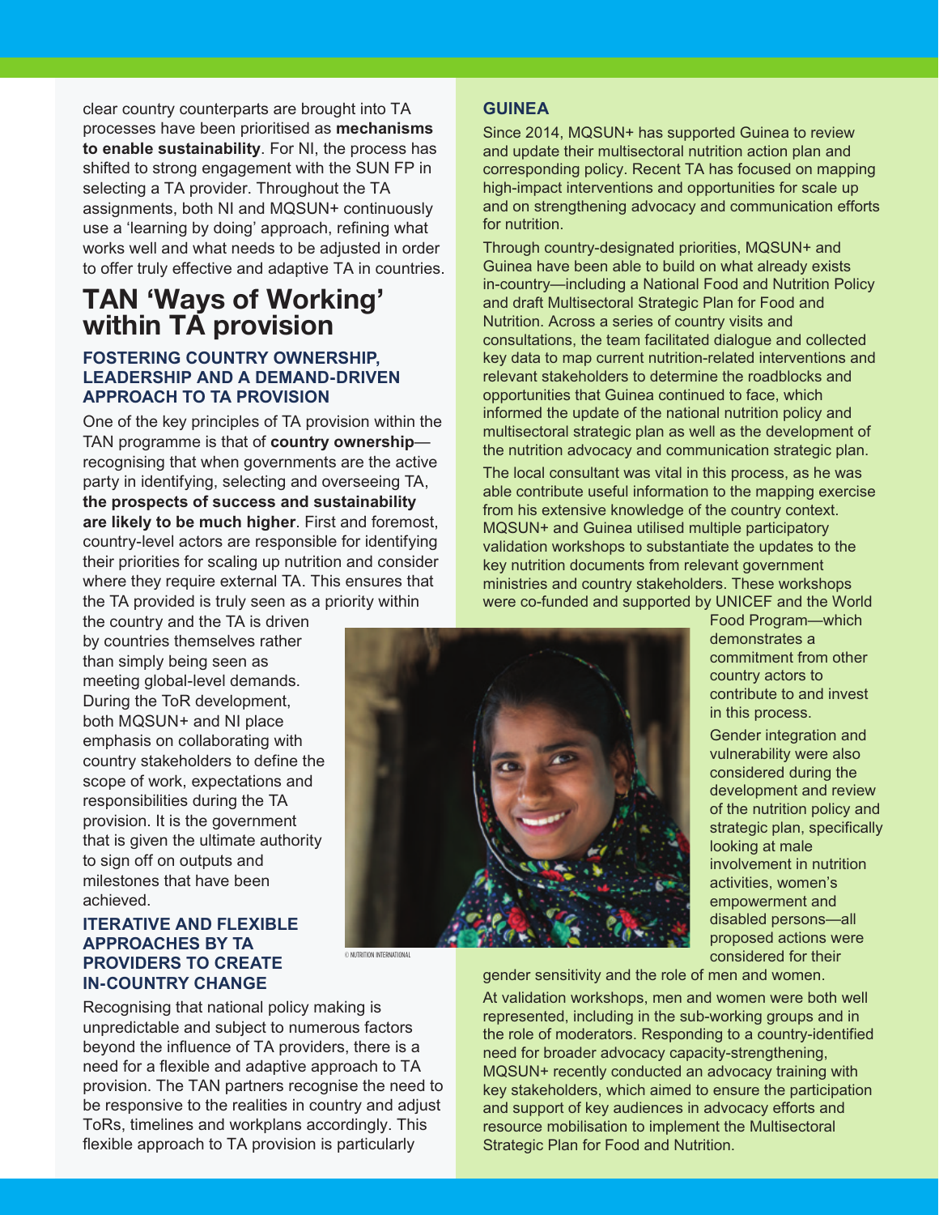clear country counterparts are brought into TA processes have been prioritised as **mechanisms to enable sustainability**. For NI, the process has shifted to strong engagement with the SUN FP in selecting a TA provider. Throughout the TA assignments, both NI and MQSUN+ continuously use a 'learning by doing' approach, refining what works well and what needs to be adjusted in order to offer truly effective and adaptive TA in countries.

# TAN 'Ways of Working' within TA provision

### FOSTERING COUNTRY OWNERSHIP, LEADERSHIP AND A DEMAND-DRIVEN APPROACH TO TA PROVISION

One of the key principles of TA provision within the TAN programme is that of **country ownership**—recognising that when governments are the active party in identifying, selecting and overseeing TA, **the prospects of success and sustainability are likely to be much higher**. First and foremost, country-level actors are responsible for identifying their priorities for scaling up nutrition and consider where they require external TA. This ensures that the TA provided is truly seen as a priority within the country and the TA is driven by countries themselves rather than simply being seen as meeting global-level demands. During the ToR development, both MQSUN+ and NI place emphasis on collaborating with country stakeholders to define the scope of work, expectations and responsibilities during the TA provision. It is the government that is given the ultimate authority to sign off on outputs and milestones that have been achieved.

### ITERATIVE AND FLEXIBLE APPROACHES BY TA PROVIDERS TO CREATE IN-COUNTRY CHANGE

Recognising that national policy making is unpredictable and subject to numerous factors beyond the influence of TA providers, there is a need for a flexible and adaptive approach to TA provision. The TAN partners recognise the need to be responsive to the realities in country and adjust ToRs, timelines and workplans accordingly. This flexible approach to TA provision is particularly

© NUTRITION INTERNATIONAL

### GUINEA

Since 2014, MQSUN+ has supported Guinea to review and update their multisectoral nutrition action plan and corresponding policy. Recent TA has focused on mapping high-impact interventions and opportunities for scale up and on strengthening advocacy and communication efforts for nutrition.

Through country-designated priorities, MQSUN+ and Guinea have been able to build on what already exists in-country—including a National Food and Nutrition Policy and draft Multisectoral Strategic Plan for Food and Nutrition. Across a series of country visits and consultations, the team facilitated dialogue and collected key data to map current nutrition-related interventions and relevant stakeholders to determine the roadblocks and opportunities that Guinea continued to face, which informed the update of the national nutrition policy and multisectoral strategic plan as well as the development of the nutrition advocacy and communication strategic plan.

The local consultant was vital in this process, as he was able contribute useful information to the mapping exercise from his extensive knowledge of the country context. MQSUN+ and Guinea utilised multiple participatory validation workshops to substantiate the updates to the key nutrition documents from relevant government ministries and country stakeholders. These workshops were co-funded and supported by UNICEF and the World Food Program—which demonstrates a commitment from other country actors to contribute to and invest in this process.

Gender integration and vulnerability were also considered during the development and review of the nutrition policy and strategic plan, specifically looking at male involvement in nutrition activities, women's empowerment and disabled persons—all proposed actions were considered for their gender sensitivity and the role of men and women.

At validation workshops, men and women were both well represented, including in the sub-working groups and in the role of moderators. Responding to a country-identified need for broader advocacy capacity-strengthening, MQSUN+ recently conducted an advocacy training with key stakeholders, which aimed to ensure the participation and support of key audiences in advocacy efforts and resource mobilisation to implement the Multisectoral Strategic Plan for Food and Nutrition.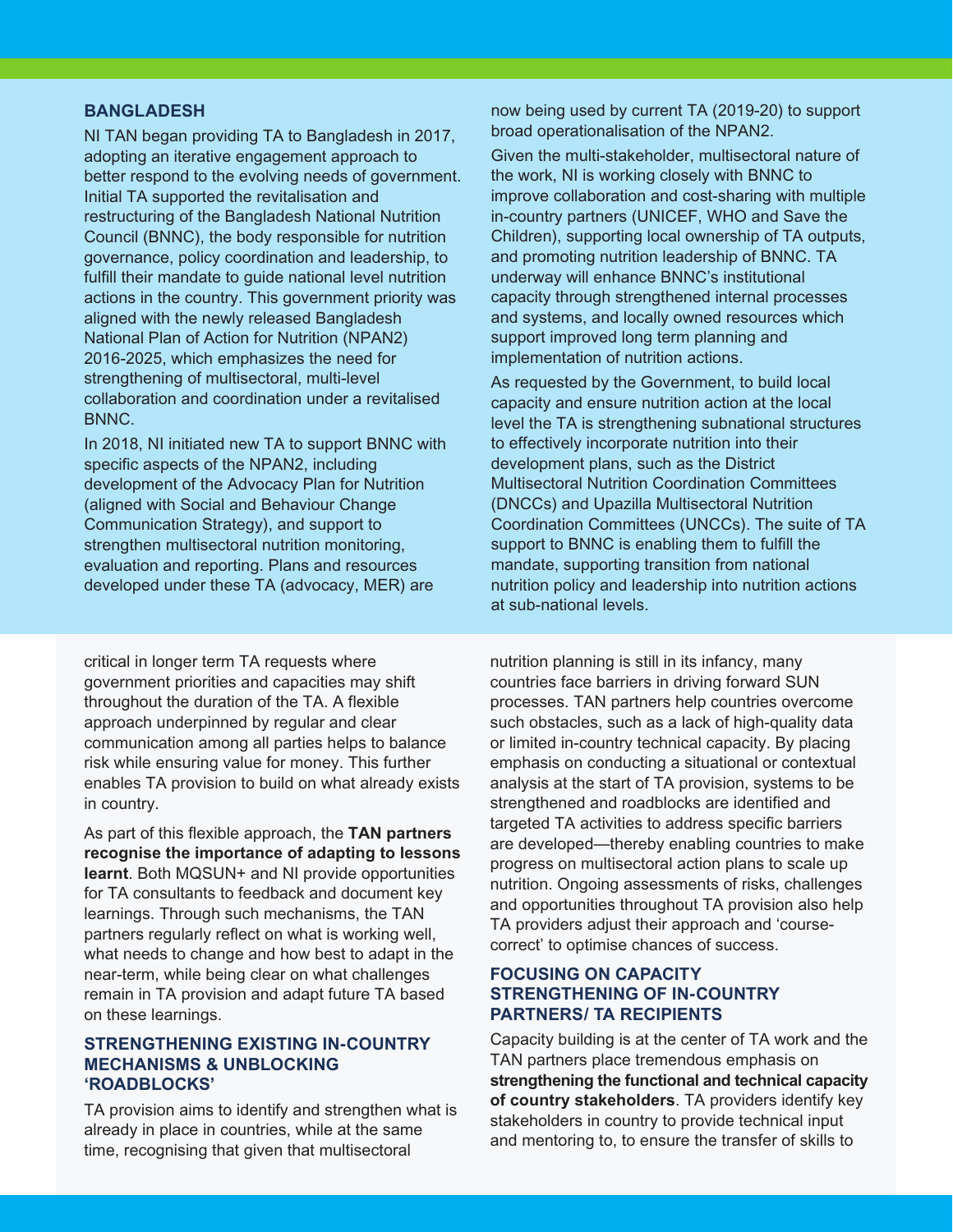## BANGLADESH

NI TAN began providing TA to Bangladesh in 2017, adopting an iterative engagement approach to better respond to the evolving needs of government. Initial TA supported the revitalisation and restructuring of the Bangladesh National Nutrition Council (BNNC), the body responsible for nutrition governance, policy coordination and leadership, to fulfill their mandate to guide national level nutrition actions in the country. This government priority was aligned with the newly released Bangladesh National Plan of Action for Nutrition (NPAN2) 2016-2025, which emphasizes the need for strengthening of multisectoral, multi-level collaboration and coordination under a revitalised BNNC.

In 2018, NI initiated new TA to support BNNC with specific aspects of the NPAN2, including development of the Advocacy Plan for Nutrition (aligned with Social and Behaviour Change Communication Strategy), and support to strengthen multisectoral nutrition monitoring, evaluation and reporting. Plans and resources developed under these TA (advocacy, MER) are now being used by current TA (2019-20) to support broad operationalisation of the NPAN2.

Given the multi-stakeholder, multisectoral nature of the work, NI is working closely with BNNC to improve collaboration and cost-sharing with multiple in-country partners (UNICEF, WHO and Save the Children), supporting local ownership of TA outputs, and promoting nutrition leadership of BNNC. TA underway will enhance BNNC's institutional capacity through strengthened internal processes and systems, and locally owned resources which support improved long term planning and implementation of nutrition actions.

As requested by the Government, to build local capacity and ensure nutrition action at the local level the TA is strengthening subnational structures to effectively incorporate nutrition into their development plans, such as the District Multisectoral Nutrition Coordination Committees (DNCCs) and Upazilla Multisectoral Nutrition Coordination Committees (UNCCs). The suite of TA support to BNNC is enabling them to fulfill the mandate, supporting transition from national nutrition policy and leadership into nutrition actions at sub-national levels.

critical in longer term TA requests where government priorities and capacities may shift throughout the duration of the TA. A flexible approach underpinned by regular and clear communication among all parties helps to balance risk while ensuring value for money. This further enables TA provision to build on what already exists in country.

As part of this flexible approach, the **TAN partners recognise the importance of adapting to lessons learnt**. Both MQSUN+ and NI provide opportunities for TA consultants to feedback and document key learnings. Through such mechanisms, the TAN partners regularly reflect on what is working well, what needs to change and how best to adapt in the near-term, while being clear on what challenges remain in TA provision and adapt future TA based on these learnings.

### STRENGTHENING EXISTING IN-COUNTRY MECHANISMS & UNBLOCKING 'ROADBLOCKS'

TA provision aims to identify and strengthen what is already in place in countries, while at the same time, recognising that given that multisectoral nutrition planning is still in its infancy, many countries face barriers in driving forward SUN processes. TAN partners help countries overcome such obstacles, such as a lack of high-quality data or limited in-country technical capacity. By placing emphasis on conducting a situational or contextual analysis at the start of TA provision, systems to be strengthened and roadblocks are identified and targeted TA activities to address specific barriers are developed—thereby enabling countries to make progress on multisectoral action plans to scale up nutrition. Ongoing assessments of risks, challenges and opportunities throughout TA provision also help TA providers adjust their approach and 'course-correct' to optimise chances of success.

### FOCUSING ON CAPACITY STRENGTHENING OF IN-COUNTRY PARTNERS/ TA RECIPIENTS

Capacity building is at the center of TA work and the TAN partners place tremendous emphasis on **strengthening the functional and technical capacity of country stakeholders**. TA providers identify key stakeholders in country to provide technical input and mentoring to, to ensure the transfer of skills to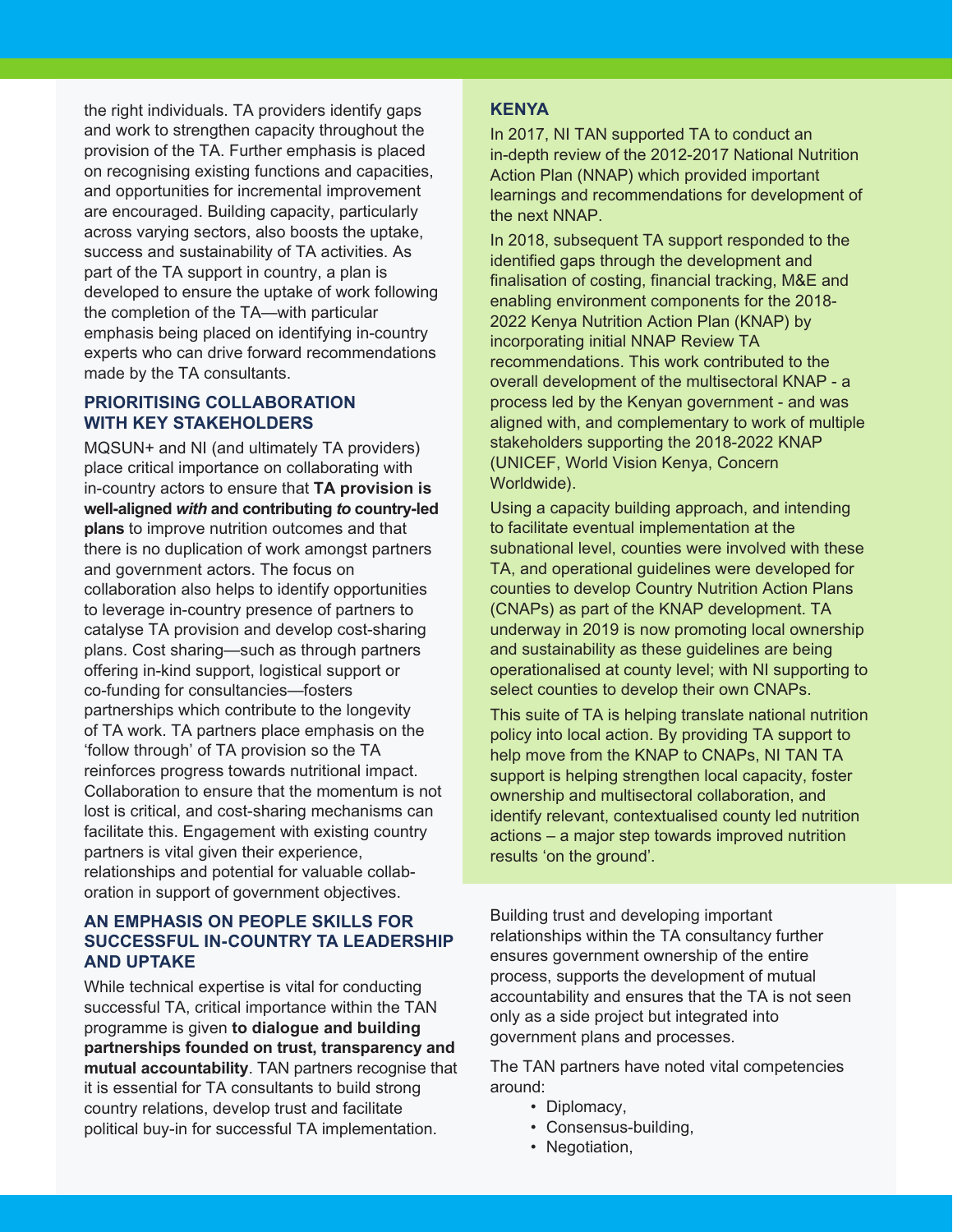the right individuals. TA providers identify gaps and work to strengthen capacity throughout the provision of the TA. Further emphasis is placed on recognising existing functions and capacities, and opportunities for incremental improvement are encouraged. Building capacity, particularly across varying sectors, also boosts the uptake, success and sustainability of TA activities. As part of the TA support in country, a plan is developed to ensure the uptake of work following the completion of the TA—with particular emphasis being placed on identifying in-country experts who can drive forward recommendations made by the TA consultants.

### PRIORITISING COLLABORATION WITH KEY STAKEHOLDERS

MQSUN+ and NI (and ultimately TA providers) place critical importance on collaborating with in-country actors to ensure that **TA provision is well-aligned *with* and contributing *to* country-led plans** to improve nutrition outcomes and that there is no duplication of work amongst partners and government actors. The focus on collaboration also helps to identify opportunities to leverage in-country presence of partners to catalyse TA provision and develop cost-sharing plans. Cost sharing—such as through partners offering in-kind support, logistical support or co-funding for consultancies—fosters partnerships which contribute to the longevity of TA work. TA partners place emphasis on the 'follow through' of TA provision so the TA reinforces progress towards nutritional impact. Collaboration to ensure that the momentum is not lost is critical, and cost-sharing mechanisms can facilitate this. Engagement with existing country partners is vital given their experience, relationships and potential for valuable collaboration in support of government objectives.

### AN EMPHASIS ON PEOPLE SKILLS FOR SUCCESSFUL IN-COUNTRY TA LEADERSHIP AND UPTAKE

While technical expertise is vital for conducting successful TA, critical importance within the TAN programme is given **to dialogue and building partnerships founded on trust, transparency and mutual accountability**. TAN partners recognise that it is essential for TA consultants to build strong country relations, develop trust and facilitate political buy-in for successful TA implementation.

### KENYA

In 2017, NI TAN supported TA to conduct an in-depth review of the 2012-2017 National Nutrition Action Plan (NNAP) which provided important learnings and recommendations for development of the next NNAP.

In 2018, subsequent TA support responded to the identified gaps through the development and finalisation of costing, financial tracking, M&E and enabling environment components for the 2018-2022 Kenya Nutrition Action Plan (KNAP) by incorporating initial NNAP Review TA recommendations. This work contributed to the overall development of the multisectoral KNAP - a process led by the Kenyan government - and was aligned with, and complementary to work of multiple stakeholders supporting the 2018-2022 KNAP (UNICEF, World Vision Kenya, Concern Worldwide).

Using a capacity building approach, and intending to facilitate eventual implementation at the subnational level, counties were involved with these TA, and operational guidelines were developed for counties to develop Country Nutrition Action Plans (CNAPs) as part of the KNAP development. TA underway in 2019 is now promoting local ownership and sustainability as these guidelines are being operationalised at county level; with NI supporting to select counties to develop their own CNAPs.

This suite of TA is helping translate national nutrition policy into local action. By providing TA support to help move from the KNAP to CNAPs, NI TAN TA support is helping strengthen local capacity, foster ownership and multisectoral collaboration, and identify relevant, contextualised county led nutrition actions – a major step towards improved nutrition results 'on the ground'.

Building trust and developing important relationships within the TA consultancy further ensures government ownership of the entire process, supports the development of mutual accountability and ensures that the TA is not seen only as a side project but integrated into government plans and processes.

The TAN partners have noted vital competencies around:

- Diplomacy,
- Consensus-building,
- Negotiation,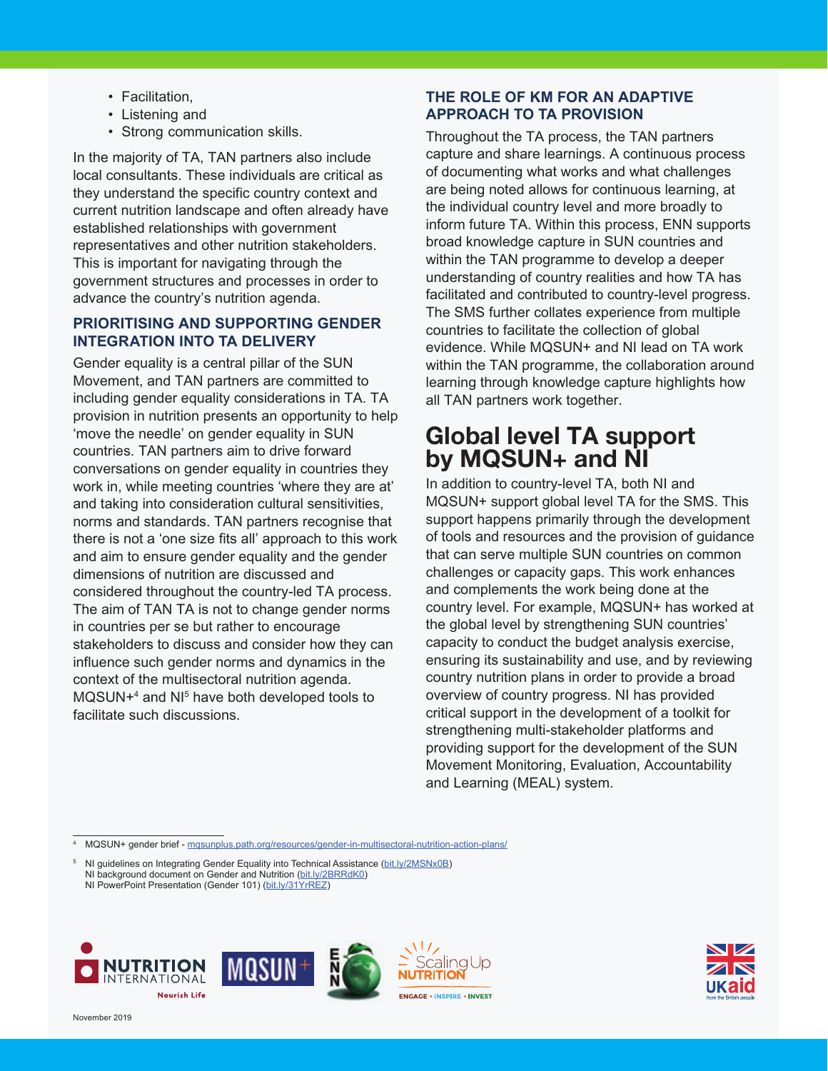- Facilitation,
- Listening and
- Strong communication skills.

In the majority of TA, TAN partners also include local consultants. These individuals are critical as they understand the specific country context and current nutrition landscape and often already have established relationships with government representatives and other nutrition stakeholders. This is important for navigating through the government structures and processes in order to advance the country's nutrition agenda.

### PRIORITISING AND SUPPORTING GENDER INTEGRATION INTO TA DELIVERY

Gender equality is a central pillar of the SUN Movement, and TAN partners are committed to including gender equality considerations in TA. TA provision in nutrition presents an opportunity to help 'move the needle' on gender equality in SUN countries. TAN partners aim to drive forward conversations on gender equality in countries they work in, while meeting countries 'where they are at' and taking into consideration cultural sensitivities, norms and standards. TAN partners recognise that there is not a 'one size fits all' approach to this work and aim to ensure gender equality and the gender dimensions of nutrition are discussed and considered throughout the country-led TA process. The aim of TAN TA is not to change gender norms in countries per se but rather to encourage stakeholders to discuss and consider how they can influence such gender norms and dynamics in the context of the multisectoral nutrition agenda. MQSUN+[4] and NI[5] have both developed tools to facilitate such discussions.

### THE ROLE OF KM FOR AN ADAPTIVE APPROACH TO TA PROVISION

Throughout the TA process, the TAN partners capture and share learnings. A continuous process of documenting what works and what challenges are being noted allows for continuous learning, at the individual country level and more broadly to inform future TA. Within this process, ENN supports broad knowledge capture in SUN countries and within the TAN programme to develop a deeper understanding of country realities and how TA has facilitated and contributed to country-level progress. The SMS further collates experience from multiple countries to facilitate the collection of global evidence. While MQSUN+ and NI lead on TA work within the TAN programme, the collaboration around learning through knowledge capture highlights how all TAN partners work together.

## Global level TA support by MQSUN+ and NI

In addition to country-level TA, both NI and MQSUN+ support global level TA for the SMS. This support happens primarily through the development of tools and resources and the provision of guidance that can serve multiple SUN countries on common challenges or capacity gaps. This work enhances and complements the work being done at the country level. For example, MQSUN+ has worked at the global level by strengthening SUN countries' capacity to conduct the budget analysis exercise, ensuring its sustainability and use, and by reviewing country nutrition plans in order to provide a broad overview of country progress. NI has provided critical support in the development of a toolkit for strengthening multi-stakeholder platforms and providing support for the development of the SUN Movement Monitoring, Evaluation, Accountability and Learning (MEAL) system.

---

[4] MQSUN+ gender brief - mqsunplus.path.org/resources/gender-in-multisectoral-nutrition-action-plans/

[5] NI guidelines on Integrating Gender Equality into Technical Assistance (bit.ly/2MSNx0B)
NI background document on Gender and Nutrition (bit.ly/2BRRdK0)
NI PowerPoint Presentation (Gender 101) (bit.ly/31YrREZ)

November 2019